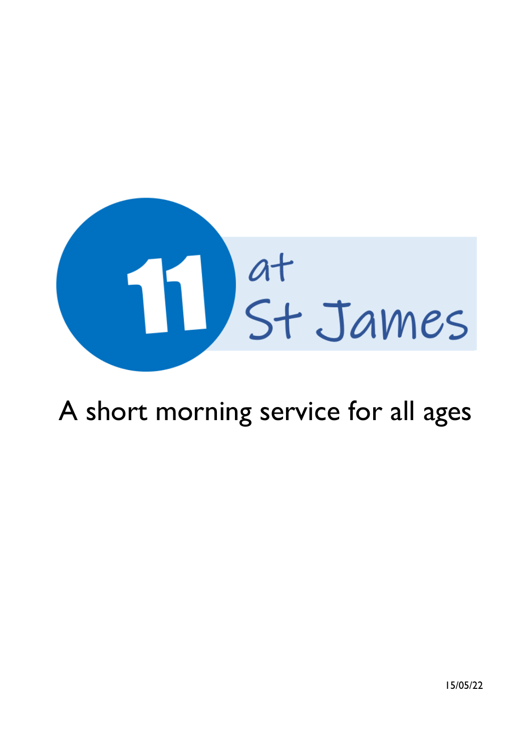# 11 at St James

A short morning service for all ages

15/05/22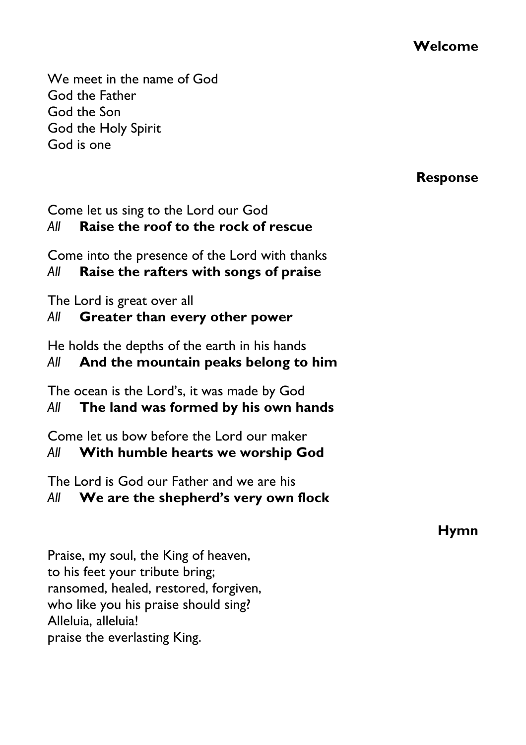## Welcome

We meet in the name of God
God the Father
God the Son
God the Holy Spirit
God is one

## Response

Come let us sing to the Lord our God
*All* **Raise the roof to the rock of rescue**

Come into the presence of the Lord with thanks
*All* **Raise the rafters with songs of praise**

The Lord is great over all
*All* **Greater than every other power**

He holds the depths of the earth in his hands
*All* **And the mountain peaks belong to him**

The ocean is the Lord's, it was made by God
*All* **The land was formed by his own hands**

Come let us bow before the Lord our maker
*All* **With humble hearts we worship God**

The Lord is God our Father and we are his
*All* **We are the shepherd's very own flock**

## Hymn

Praise, my soul, the King of heaven,
to his feet your tribute bring;
ransomed, healed, restored, forgiven,
who like you his praise should sing?
Alleluia, alleluia!
praise the everlasting King.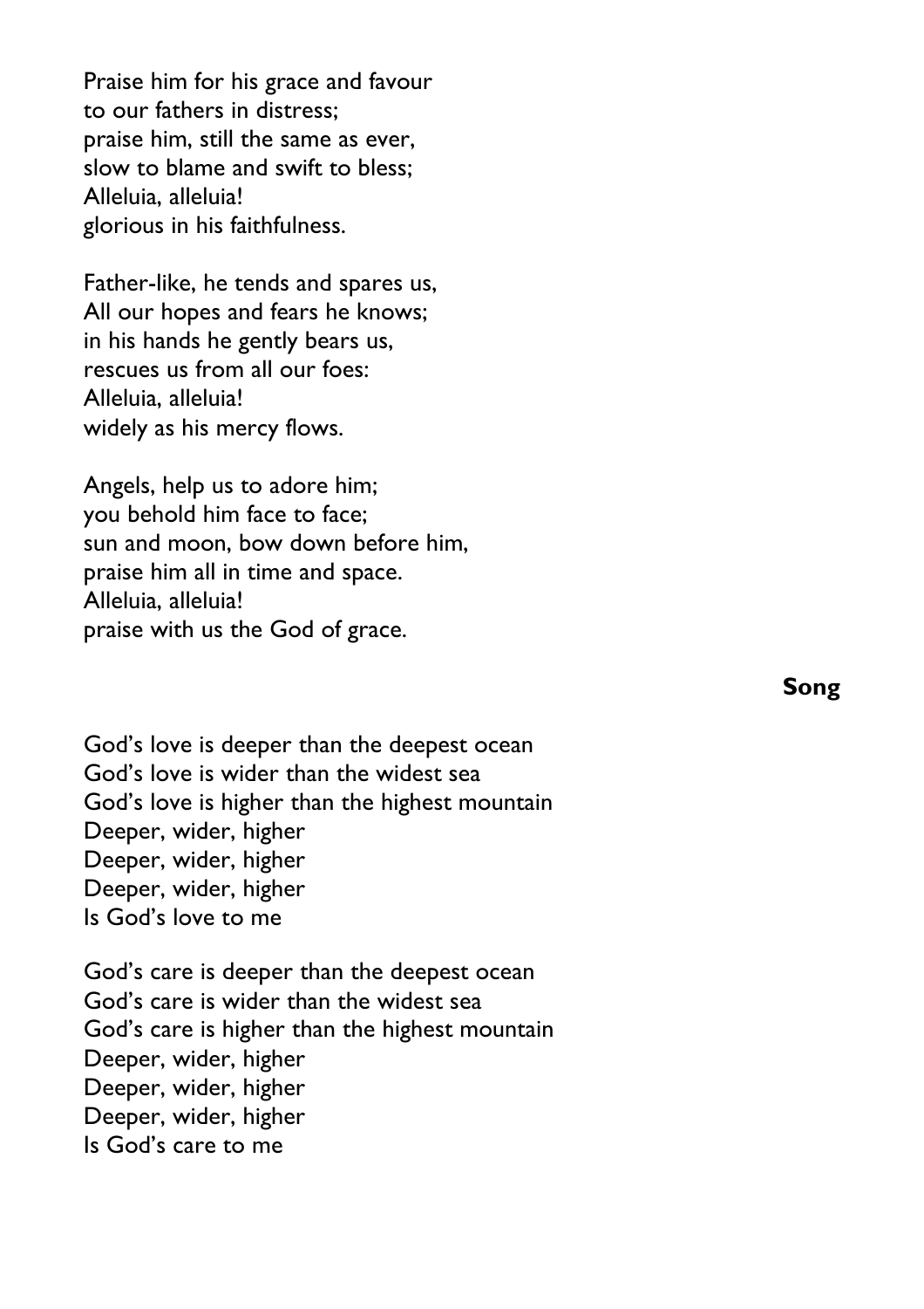Praise him for his grace and favour
to our fathers in distress;
praise him, still the same as ever,
slow to blame and swift to bless;
Alleluia, alleluia!
glorious in his faithfulness.

Father-like, he tends and spares us,
All our hopes and fears he knows;
in his hands he gently bears us,
rescues us from all our foes:
Alleluia, alleluia!
widely as his mercy flows.

Angels, help us to adore him;
you behold him face to face;
sun and moon, bow down before him,
praise him all in time and space.
Alleluia, alleluia!
praise with us the God of grace.

**Song**

God's love is deeper than the deepest ocean
God's love is wider than the widest sea
God's love is higher than the highest mountain
Deeper, wider, higher
Deeper, wider, higher
Deeper, wider, higher
Is God's love to me

God's care is deeper than the deepest ocean
God's care is wider than the widest sea
God's care is higher than the highest mountain
Deeper, wider, higher
Deeper, wider, higher
Deeper, wider, higher
Is God's care to me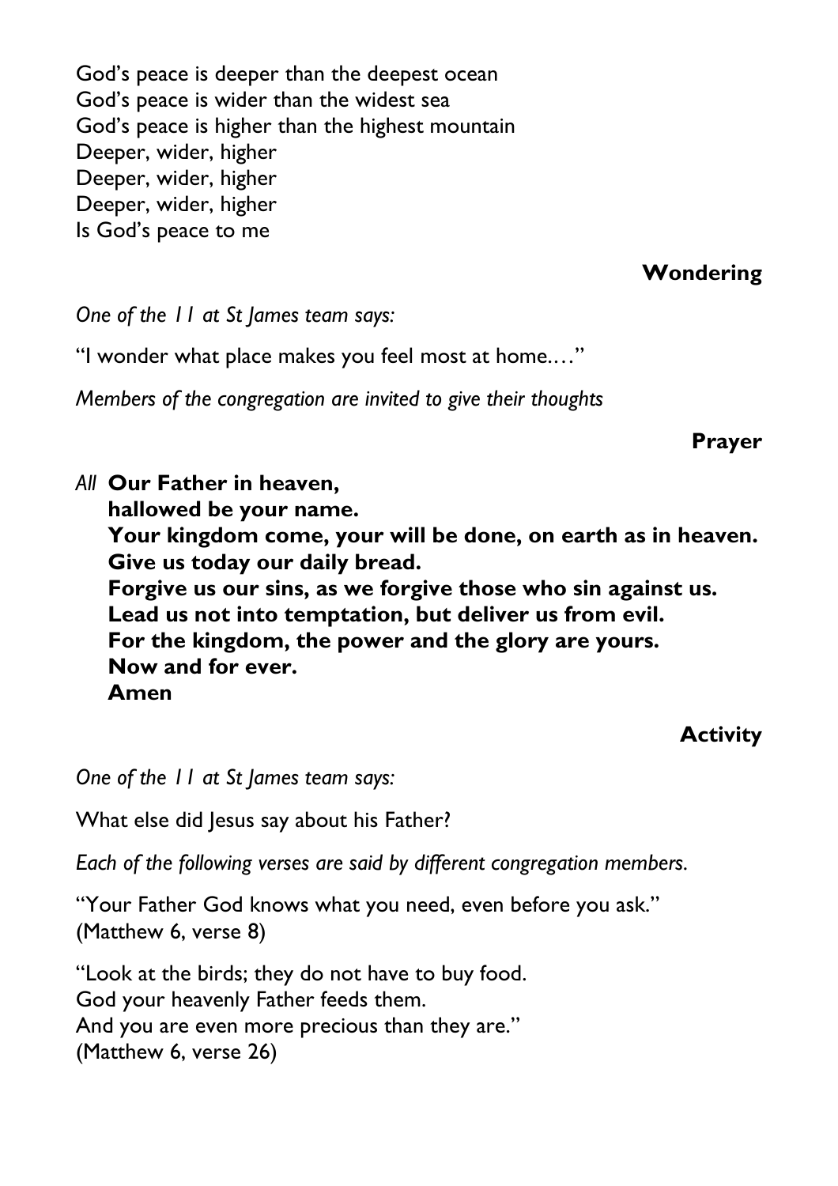God's peace is deeper than the deepest ocean  
God's peace is wider than the widest sea  
God's peace is higher than the highest mountain  
Deeper, wider, higher  
Deeper, wider, higher  
Deeper, wider, higher  
Is God's peace to me

## Wondering

*One of the 11 at St James team says:*

"I wonder what place makes you feel most at home.…"

*Members of the congregation are invited to give their thoughts*

## Prayer

*All* **Our Father in heaven,**  
**hallowed be your name.**  
**Your kingdom come, your will be done, on earth as in heaven.**  
**Give us today our daily bread.**  
**Forgive us our sins, as we forgive those who sin against us.**  
**Lead us not into temptation, but deliver us from evil.**  
**For the kingdom, the power and the glory are yours.**  
**Now and for ever.**  
**Amen**

## Activity

*One of the 11 at St James team says:*

What else did Jesus say about his Father?

*Each of the following verses are said by different congregation members.*

"Your Father God knows what you need, even before you ask."  
(Matthew 6, verse 8)

"Look at the birds; they do not have to buy food.  
God your heavenly Father feeds them.  
And you are even more precious than they are."  
(Matthew 6, verse 26)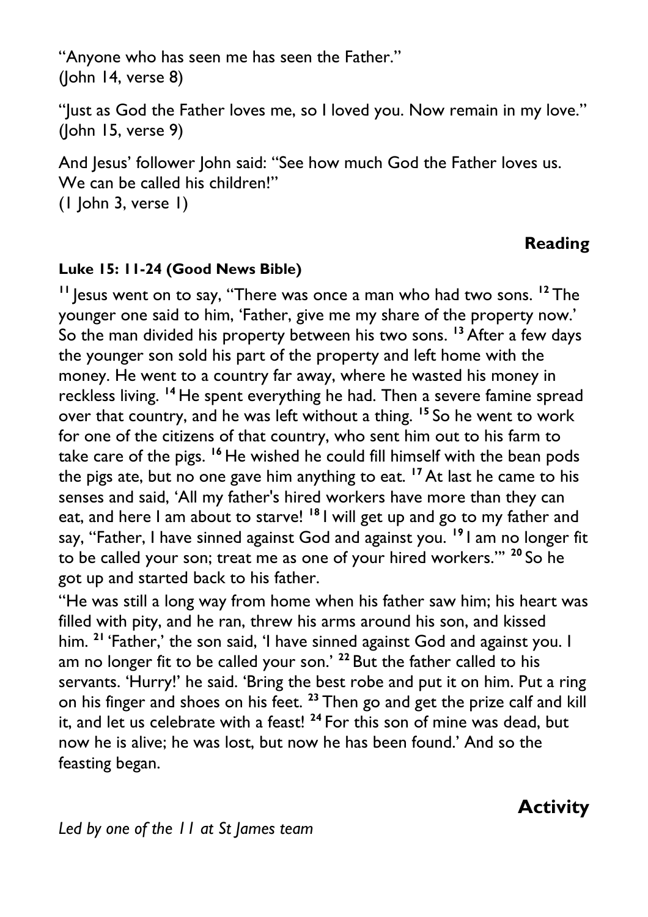"Anyone who has seen me has seen the Father."
(John 14, verse 8)

"Just as God the Father loves me, so I loved you. Now remain in my love."
(John 15, verse 9)

And Jesus' follower John said: "See how much God the Father loves us. We can be called his children!"
(1 John 3, verse 1)

## Reading

**Luke 15: 11-24 (Good News Bible)**

**11** Jesus went on to say, "There was once a man who had two sons. **12** The younger one said to him, 'Father, give me my share of the property now.' So the man divided his property between his two sons. **13** After a few days the younger son sold his part of the property and left home with the money. He went to a country far away, where he wasted his money in reckless living. **14** He spent everything he had. Then a severe famine spread over that country, and he was left without a thing. **15** So he went to work for one of the citizens of that country, who sent him out to his farm to take care of the pigs. **16** He wished he could fill himself with the bean pods the pigs ate, but no one gave him anything to eat. **17** At last he came to his senses and said, 'All my father's hired workers have more than they can eat, and here I am about to starve! **18** I will get up and go to my father and say, "Father, I have sinned against God and against you. **19** I am no longer fit to be called your son; treat me as one of your hired workers."' **20** So he got up and started back to his father.

"He was still a long way from home when his father saw him; his heart was filled with pity, and he ran, threw his arms around his son, and kissed him. **21** 'Father,' the son said, 'I have sinned against God and against you. I am no longer fit to be called your son.' **22** But the father called to his servants. 'Hurry!' he said. 'Bring the best robe and put it on him. Put a ring on his finger and shoes on his feet. **23** Then go and get the prize calf and kill it, and let us celebrate with a feast! **24** For this son of mine was dead, but now he is alive; he was lost, but now he has been found.' And so the feasting began.

## Activity

*Led by one of the 11 at St James team*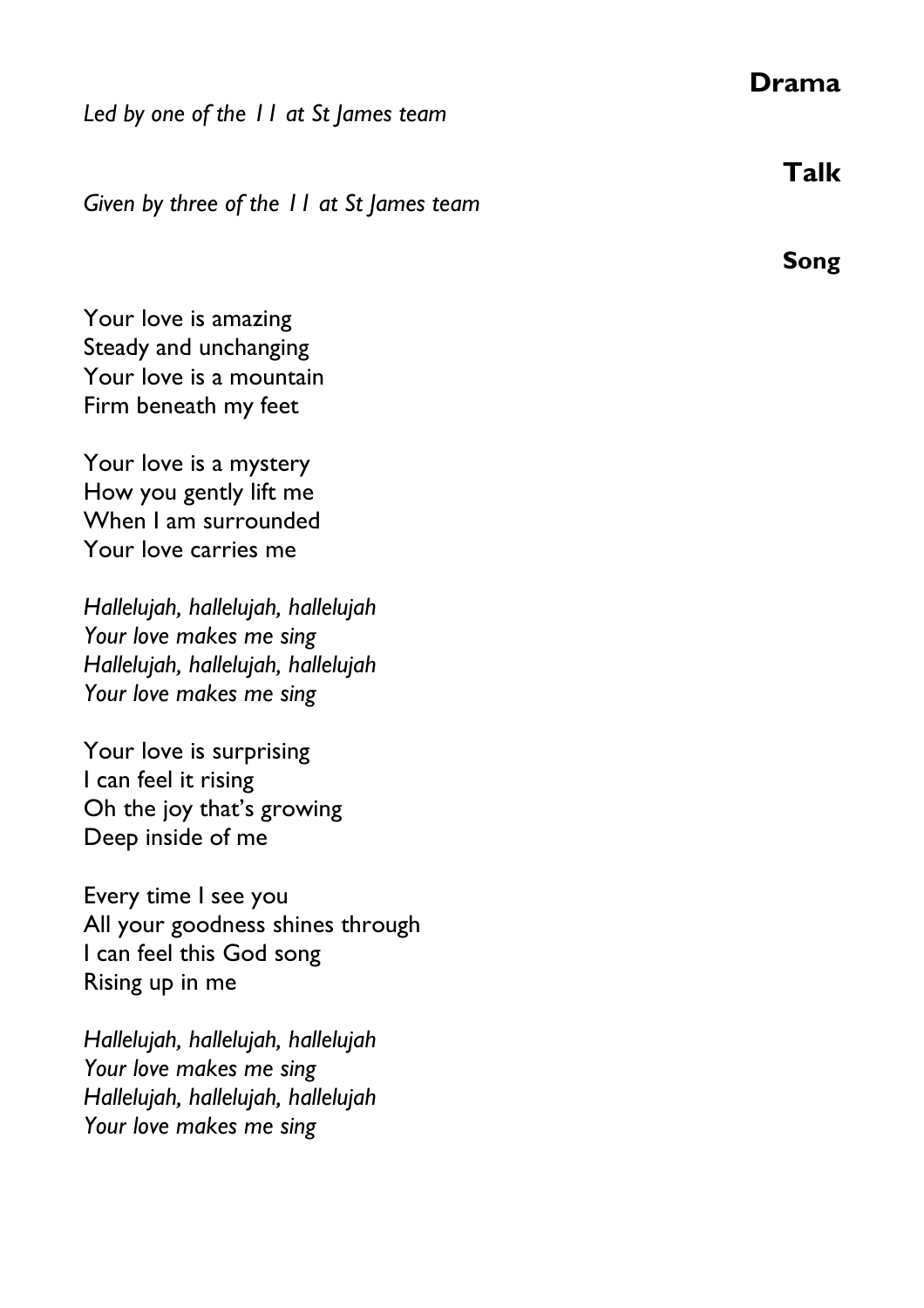## Drama

*Led by one of the 11 at St James team*

## Talk

*Given by three of the 11 at St James team*

## Song

Your love is amazing
Steady and unchanging
Your love is a mountain
Firm beneath my feet

Your love is a mystery
How you gently lift me
When I am surrounded
Your love carries me

*Hallelujah, hallelujah, hallelujah*
*Your love makes me sing*
*Hallelujah, hallelujah, hallelujah*
*Your love makes me sing*

Your love is surprising
I can feel it rising
Oh the joy that's growing
Deep inside of me

Every time I see you
All your goodness shines through
I can feel this God song
Rising up in me

*Hallelujah, hallelujah, hallelujah*
*Your love makes me sing*
*Hallelujah, hallelujah, hallelujah*
*Your love makes me sing*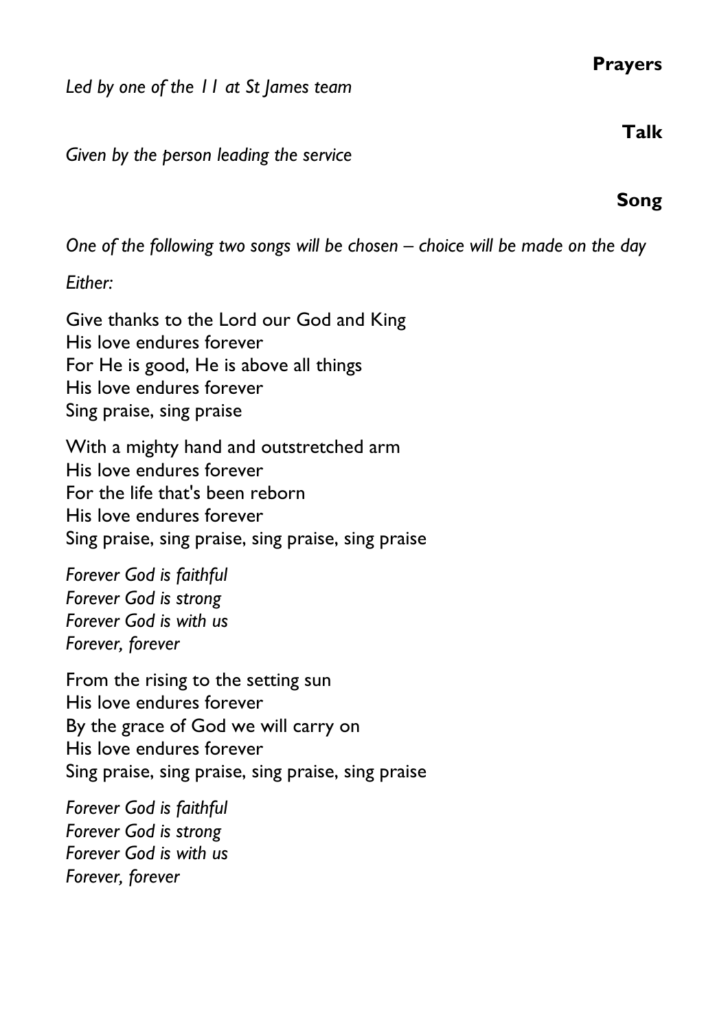**Prayers**

*Led by one of the 11 at St James team*

**Talk**

*Given by the person leading the service*

**Song**

*One of the following two songs will be chosen – choice will be made on the day*

*Either:*

Give thanks to the Lord our God and King
His love endures forever
For He is good, He is above all things
His love endures forever
Sing praise, sing praise

With a mighty hand and outstretched arm
His love endures forever
For the life that's been reborn
His love endures forever
Sing praise, sing praise, sing praise, sing praise

*Forever God is faithful*
*Forever God is strong*
*Forever God is with us*
*Forever, forever*

From the rising to the setting sun
His love endures forever
By the grace of God we will carry on
His love endures forever
Sing praise, sing praise, sing praise, sing praise

*Forever God is faithful*
*Forever God is strong*
*Forever God is with us*
*Forever, forever*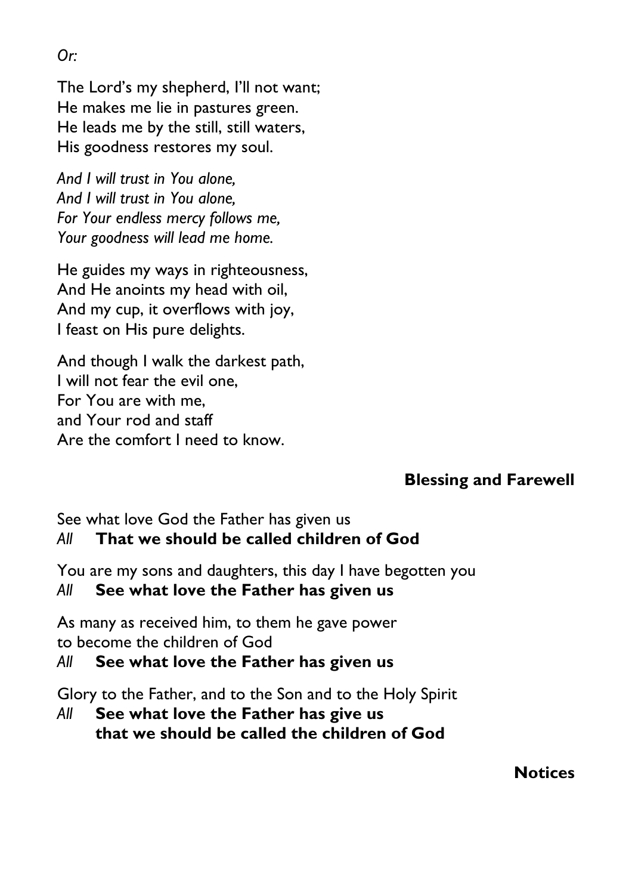*Or:*

The Lord's my shepherd, I'll not want;
He makes me lie in pastures green.
He leads me by the still, still waters,
His goodness restores my soul.

*And I will trust in You alone,*
*And I will trust in You alone,*
*For Your endless mercy follows me,*
*Your goodness will lead me home.*

He guides my ways in righteousness,
And He anoints my head with oil,
And my cup, it overflows with joy,
I feast on His pure delights.

And though I walk the darkest path,
I will not fear the evil one,
For You are with me,
and Your rod and staff
Are the comfort I need to know.

## Blessing and Farewell

See what love God the Father has given us
*All* **That we should be called children of God**

You are my sons and daughters, this day I have begotten you
*All* **See what love the Father has given us**

As many as received him, to them he gave power
to become the children of God
*All* **See what love the Father has given us**

Glory to the Father, and to the Son and to the Holy Spirit
*All* **See what love the Father has give us**
**that we should be called the children of God**

## Notices